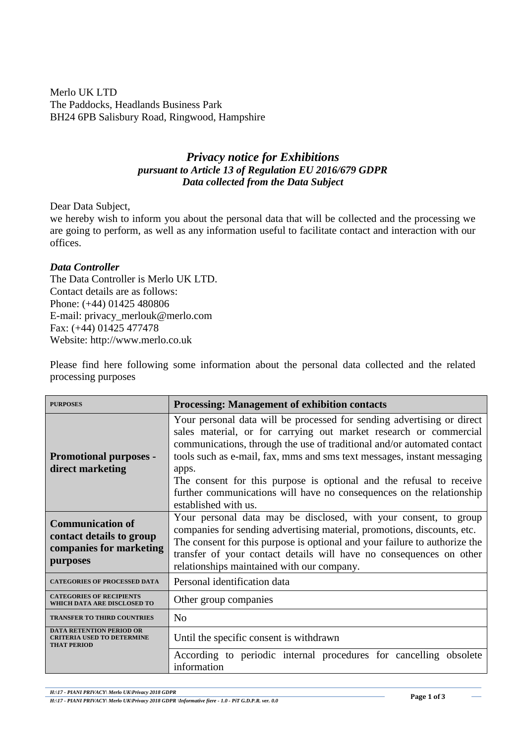Merlo UK LTD
The Paddocks, Headlands Business Park
BH24 6PB Salisbury Road, Ringwood, Hampshire

## *Privacy notice for Exhibitions*

***pursuant to Article 13 of Regulation EU 2016/679 GDPR***
***Data collected from the Data Subject***

Dear Data Subject,
we hereby wish to inform you about the personal data that will be collected and the processing we are going to perform, as well as any information useful to facilitate contact and interaction with our offices.

### *Data Controller*

The Data Controller is Merlo UK LTD.
Contact details are as follows:
Phone: (+44) 01425 480806
E-mail: privacy_merlouk@merlo.com
Fax: (+44) 01425 477478
Website: http://www.merlo.co.uk

Please find here following some information about the personal data collected and the related processing purposes

| PURPOSES | **Processing: Management of exhibition contacts** |
|---|---|
| **Promotional purposes - direct marketing** | Your personal data will be processed for sending advertising or direct sales material, or for carrying out market research or commercial communications, through the use of traditional and/or automated contact tools such as e-mail, fax, mms and sms text messages, instant messaging apps. The consent for this purpose is optional and the refusal to receive further communications will have no consequences on the relationship established with us. |
| **Communication of contact details to group companies for marketing purposes** | Your personal data may be disclosed, with your consent, to group companies for sending advertising material, promotions, discounts, etc. The consent for this purpose is optional and your failure to authorize the transfer of your contact details will have no consequences on other relationships maintained with our company. |
| CATEGORIES OF PROCESSED DATA | Personal identification data |
| CATEGORIES OF RECIPIENTS WHICH DATA ARE DISCLOSED TO | Other group companies |
| TRANSFER TO THIRD COUNTRIES | No |
| DATA RETENTION PERIOD OR CRITERIA USED TO DETERMINE THAT PERIOD | Until the specific consent is withdrawn |
| | According to periodic internal procedures for cancelling obsolete information |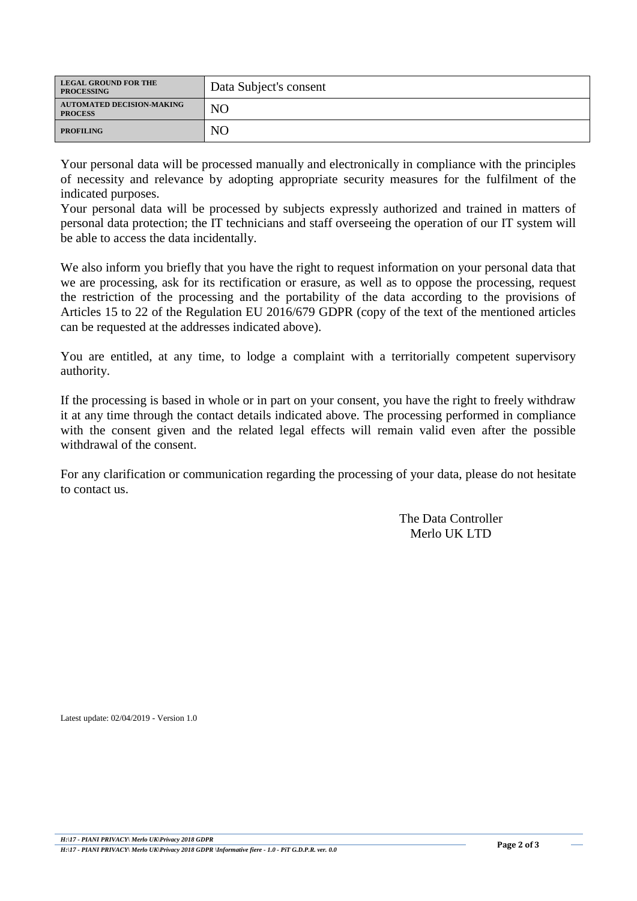| | |
|---|---|
| **LEGAL GROUND FOR THE PROCESSING** | Data Subject's consent |
| **AUTOMATED DECISION-MAKING PROCESS** | NO |
| **PROFILING** | NO |

Your personal data will be processed manually and electronically in compliance with the principles of necessity and relevance by adopting appropriate security measures for the fulfilment of the indicated purposes.
Your personal data will be processed by subjects expressly authorized and trained in matters of personal data protection; the IT technicians and staff overseeing the operation of our IT system will be able to access the data incidentally.

We also inform you briefly that you have the right to request information on your personal data that we are processing, ask for its rectification or erasure, as well as to oppose the processing, request the restriction of the processing and the portability of the data according to the provisions of Articles 15 to 22 of the Regulation EU 2016/679 GDPR (copy of the text of the mentioned articles can be requested at the addresses indicated above).

You are entitled, at any time, to lodge a complaint with a territorially competent supervisory authority.

If the processing is based in whole or in part on your consent, you have the right to freely withdraw it at any time through the contact details indicated above. The processing performed in compliance with the consent given and the related legal effects will remain valid even after the possible withdrawal of the consent.

For any clarification or communication regarding the processing of your data, please do not hesitate to contact us.

The Data Controller
Merlo UK LTD

Latest update: 02/04/2019 - Version 1.0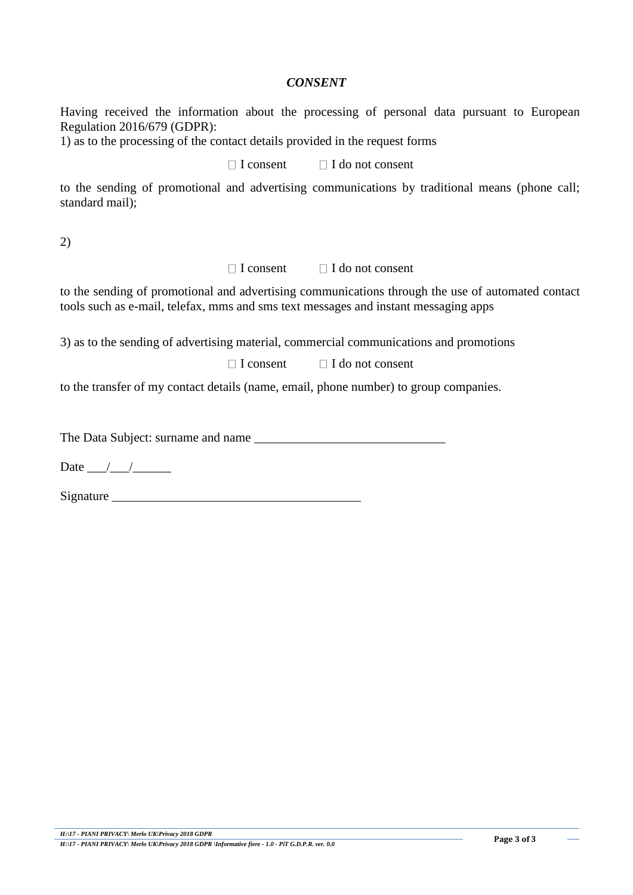***CONSENT***

Having received the information about the processing of personal data pursuant to European Regulation 2016/679 (GDPR):

1) as to the processing of the contact details provided in the request forms

☐ I consent ☐ I do not consent

to the sending of promotional and advertising communications by traditional means (phone call; standard mail);

2)

☐ I consent ☐ I do not consent

to the sending of promotional and advertising communications through the use of automated contact tools such as e-mail, telefax, mms and sms text messages and instant messaging apps

3) as to the sending of advertising material, commercial communications and promotions

☐ I consent ☐ I do not consent

to the transfer of my contact details (name, email, phone number) to group companies.

The Data Subject: surname and name ______________________________

Date ___/___/______

Signature _______________________________________